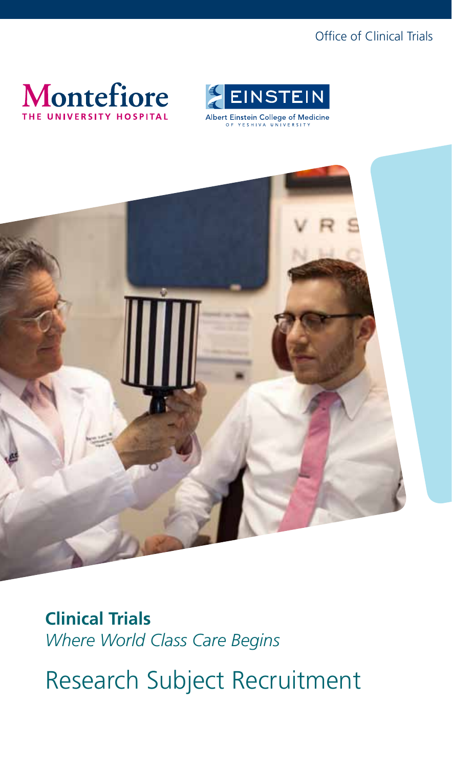Office of Clinical Trials

Montefiore
THE UNIVERSITY HOSPITAL

EINSTEIN
Albert Einstein College of Medicine
OF YESHIVA UNIVERSITY

**Clinical Trials**
*Where World Class Care Begins*

# Research Subject Recruitment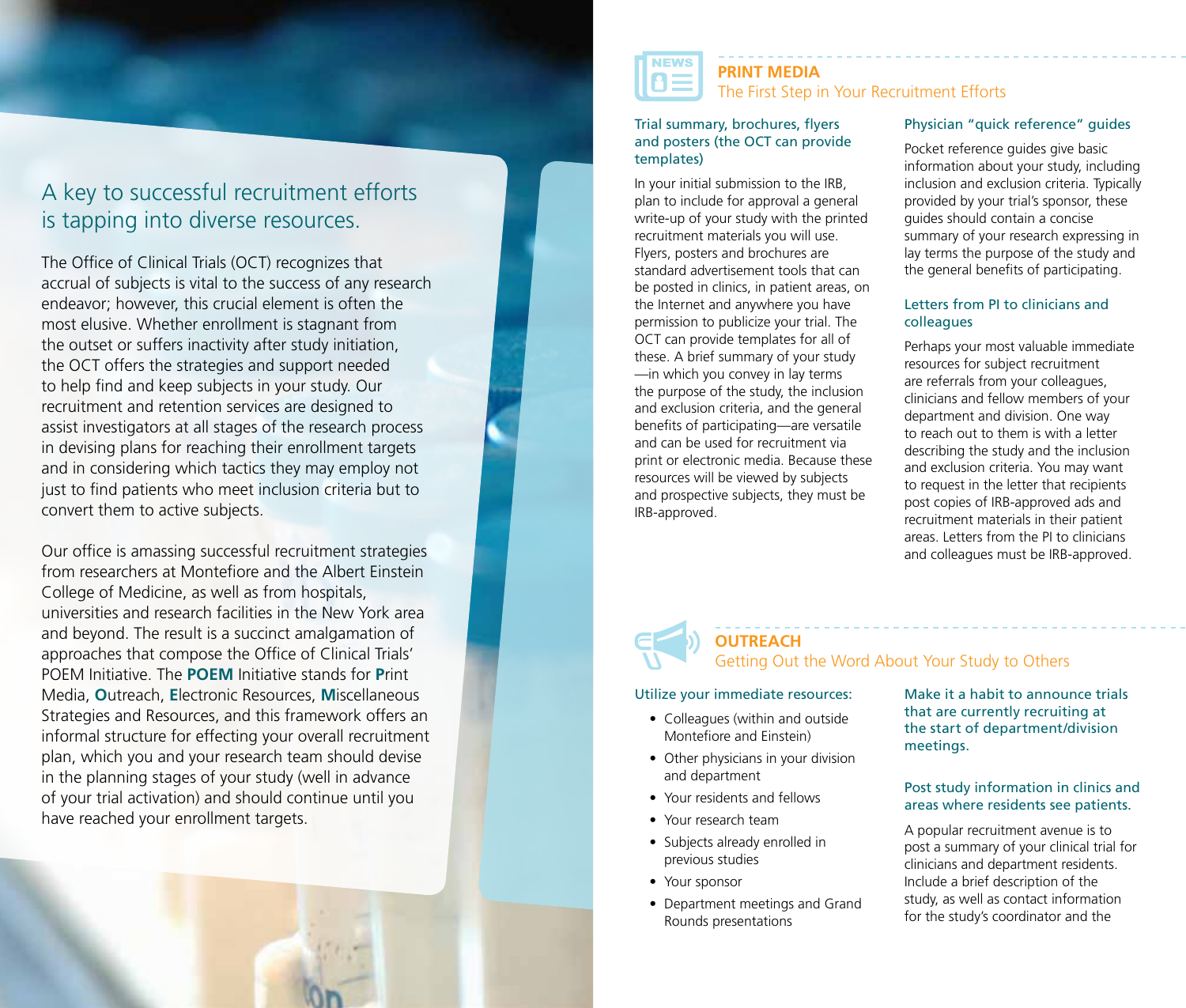## A key to successful recruitment efforts is tapping into diverse resources.

The Office of Clinical Trials (OCT) recognizes that accrual of subjects is vital to the success of any research endeavor; however, this crucial element is often the most elusive. Whether enrollment is stagnant from the outset or suffers inactivity after study initiation, the OCT offers the strategies and support needed to help find and keep subjects in your study. Our recruitment and retention services are designed to assist investigators at all stages of the research process in devising plans for reaching their enrollment targets and in considering which tactics they may employ not just to find patients who meet inclusion criteria but to convert them to active subjects.

Our office is amassing successful recruitment strategies from researchers at Montefiore and the Albert Einstein College of Medicine, as well as from hospitals, universities and research facilities in the New York area and beyond. The result is a succinct amalgamation of approaches that compose the Office of Clinical Trials' POEM Initiative. The **POEM** Initiative stands for **P**rint Media, **O**utreach, **E**lectronic Resources, **M**iscellaneous Strategies and Resources, and this framework offers an informal structure for effecting your overall recruitment plan, which you and your research team should devise in the planning stages of your study (well in advance of your trial activation) and should continue until you have reached your enrollment targets.

## PRINT MEDIA
### The First Step in Your Recruitment Efforts

#### Trial summary, brochures, flyers and posters (the OCT can provide templates)

In your initial submission to the IRB, plan to include for approval a general write-up of your study with the printed recruitment materials you will use. Flyers, posters and brochures are standard advertisement tools that can be posted in clinics, in patient areas, on the Internet and anywhere you have permission to publicize your trial. The OCT can provide templates for all of these. A brief summary of your study —in which you convey in lay terms the purpose of the study, the inclusion and exclusion criteria, and the general benefits of participating—are versatile and can be used for recruitment via print or electronic media. Because these resources will be viewed by subjects and prospective subjects, they must be IRB-approved.

#### Physician "quick reference" guides

Pocket reference guides give basic information about your study, including inclusion and exclusion criteria. Typically provided by your trial's sponsor, these guides should contain a concise summary of your research expressing in lay terms the purpose of the study and the general benefits of participating.

#### Letters from PI to clinicians and colleagues

Perhaps your most valuable immediate resources for subject recruitment are referrals from your colleagues, clinicians and fellow members of your department and division. One way to reach out to them is with a letter describing the study and the inclusion and exclusion criteria. You may want to request in the letter that recipients post copies of IRB-approved ads and recruitment materials in their patient areas. Letters from the PI to clinicians and colleagues must be IRB-approved.

## OUTREACH
### Getting Out the Word About Your Study to Others

#### Utilize your immediate resources:

- Colleagues (within and outside Montefiore and Einstein)
- Other physicians in your division and department
- Your residents and fellows
- Your research team
- Subjects already enrolled in previous studies
- Your sponsor
- Department meetings and Grand Rounds presentations

#### Make it a habit to announce trials that are currently recruiting at the start of department/division meetings.

#### Post study information in clinics and areas where residents see patients.

A popular recruitment avenue is to post a summary of your clinical trial for clinicians and department residents. Include a brief description of the study, as well as contact information for the study's coordinator and the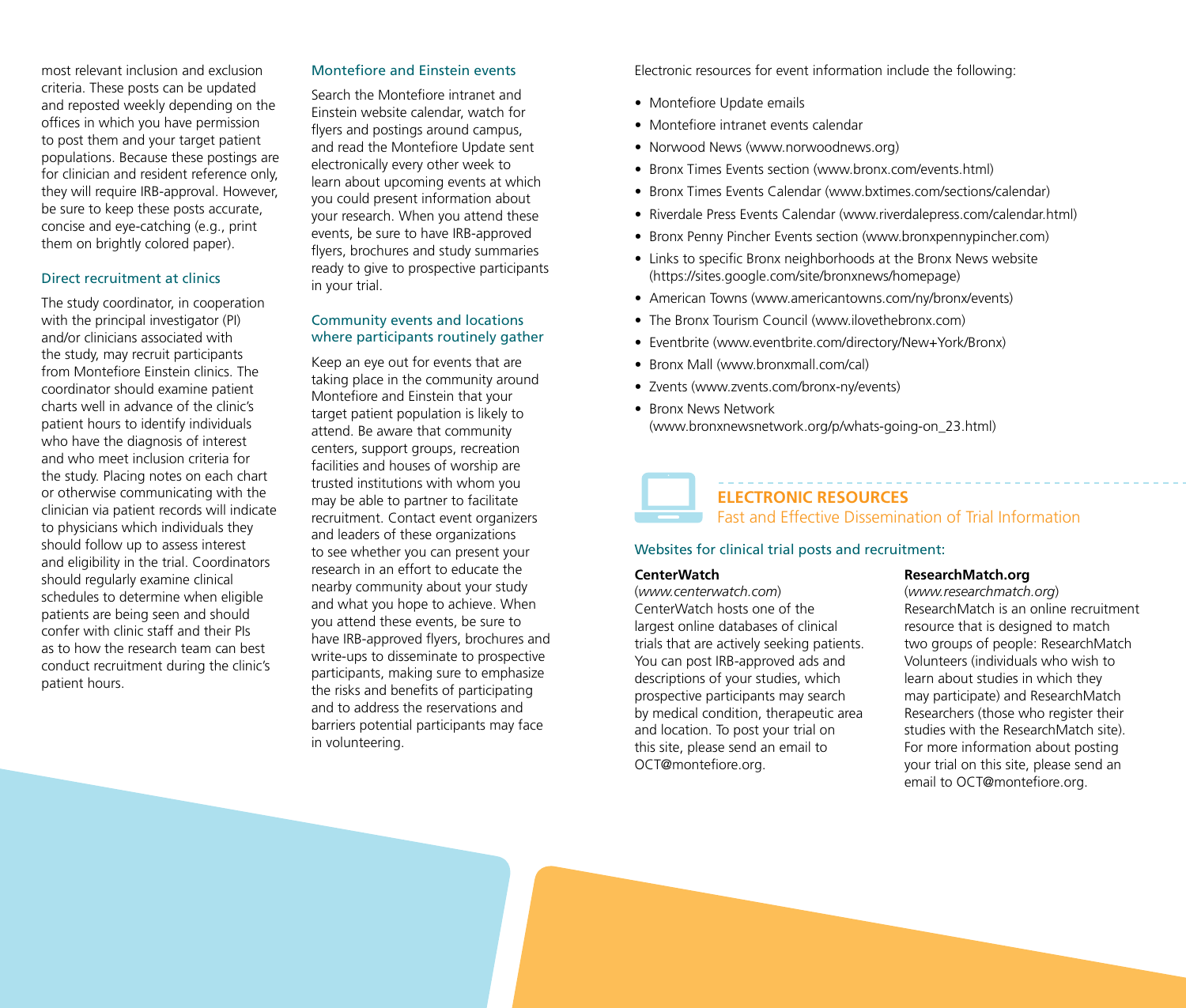most relevant inclusion and exclusion criteria. These posts can be updated and reposted weekly depending on the offices in which you have permission to post them and your target patient populations. Because these postings are for clinician and resident reference only, they will require IRB-approval. However, be sure to keep these posts accurate, concise and eye-catching (e.g., print them on brightly colored paper).

### Direct recruitment at clinics

The study coordinator, in cooperation with the principal investigator (PI) and/or clinicians associated with the study, may recruit participants from Montefiore Einstein clinics. The coordinator should examine patient charts well in advance of the clinic's patient hours to identify individuals who have the diagnosis of interest and who meet inclusion criteria for the study. Placing notes on each chart or otherwise communicating with the clinician via patient records will indicate to physicians which individuals they should follow up to assess interest and eligibility in the trial. Coordinators should regularly examine clinical schedules to determine when eligible patients are being seen and should confer with clinic staff and their PIs as to how the research team can best conduct recruitment during the clinic's patient hours.

### Montefiore and Einstein events

Search the Montefiore intranet and Einstein website calendar, watch for flyers and postings around campus, and read the Montefiore Update sent electronically every other week to learn about upcoming events at which you could present information about your research. When you attend these events, be sure to have IRB-approved flyers, brochures and study summaries ready to give to prospective participants in your trial.

### Community events and locations where participants routinely gather

Keep an eye out for events that are taking place in the community around Montefiore and Einstein that your target patient population is likely to attend. Be aware that community centers, support groups, recreation facilities and houses of worship are trusted institutions with whom you may be able to partner to facilitate recruitment. Contact event organizers and leaders of these organizations to see whether you can present your research in an effort to educate the nearby community about your study and what you hope to achieve. When you attend these events, be sure to have IRB-approved flyers, brochures and write-ups to disseminate to prospective participants, making sure to emphasize the risks and benefits of participating and to address the reservations and barriers potential participants may face in volunteering.

Electronic resources for event information include the following:

- Montefiore Update emails
- Montefiore intranet events calendar
- Norwood News (www.norwoodnews.org)
- Bronx Times Events section (www.bronx.com/events.html)
- Bronx Times Events Calendar (www.bxtimes.com/sections/calendar)
- Riverdale Press Events Calendar (www.riverdalepress.com/calendar.html)
- Bronx Penny Pincher Events section (www.bronxpennypincher.com)
- Links to specific Bronx neighborhoods at the Bronx News website (https://sites.google.com/site/bronxnews/homepage)
- American Towns (www.americantowns.com/ny/bronx/events)
- The Bronx Tourism Council (www.ilovethebronx.com)
- Eventbrite (www.eventbrite.com/directory/New+York/Bronx)
- Bronx Mall (www.bronxmall.com/cal)
- Zvents (www.zvents.com/bronx-ny/events)
- Bronx News Network (www.bronxnewsnetwork.org/p/whats-going-on_23.html)

## ELECTRONIC RESOURCES

Fast and Effective Dissemination of Trial Information

### Websites for clinical trial posts and recruitment:

**CenterWatch**
(*www.centerwatch.com*)
CenterWatch hosts one of the largest online databases of clinical trials that are actively seeking patients. You can post IRB-approved ads and descriptions of your studies, which prospective participants may search by medical condition, therapeutic area and location. To post your trial on this site, please send an email to OCT@montefiore.org.

**ResearchMatch.org**
(*www.researchmatch.org*)
ResearchMatch is an online recruitment resource that is designed to match two groups of people: ResearchMatch Volunteers (individuals who wish to learn about studies in which they may participate) and ResearchMatch Researchers (those who register their studies with the ResearchMatch site). For more information about posting your trial on this site, please send an email to OCT@montefiore.org.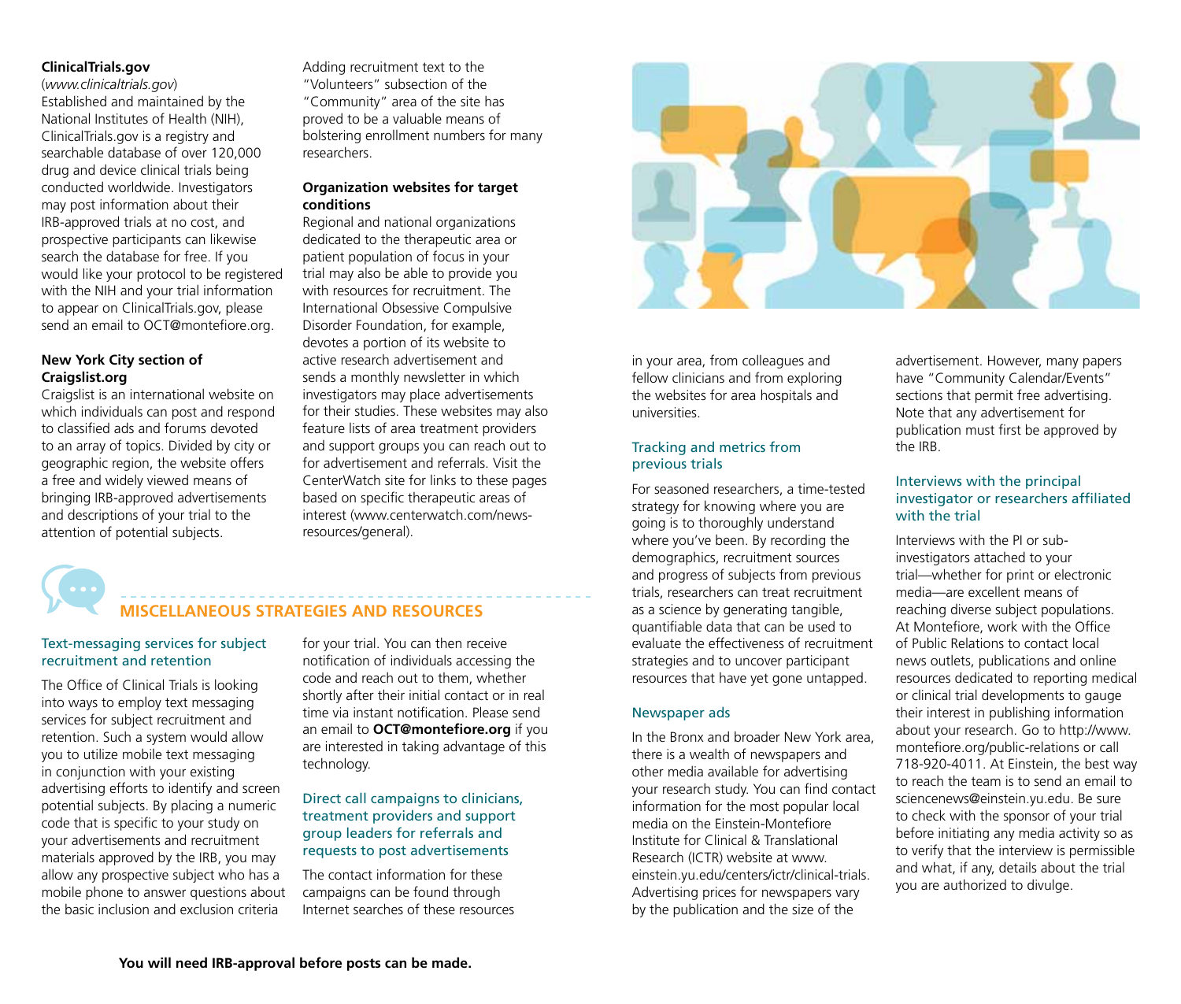**ClinicalTrials.gov**
(*www.clinicaltrials.gov*)
Established and maintained by the National Institutes of Health (NIH), ClinicalTrials.gov is a registry and searchable database of over 120,000 drug and device clinical trials being conducted worldwide. Investigators may post information about their IRB-approved trials at no cost, and prospective participants can likewise search the database for free. If you would like your protocol to be registered with the NIH and your trial information to appear on ClinicalTrials.gov, please send an email to OCT@montefiore.org.

**New York City section of Craigslist.org**
Craigslist is an international website on which individuals can post and respond to classified ads and forums devoted to an array of topics. Divided by city or geographic region, the website offers a free and widely viewed means of bringing IRB-approved advertisements and descriptions of your trial to the attention of potential subjects.

Adding recruitment text to the "Volunteers" subsection of the "Community" area of the site has proved to be a valuable means of bolstering enrollment numbers for many researchers.

**Organization websites for target conditions**
Regional and national organizations dedicated to the therapeutic area or patient population of focus in your trial may also be able to provide you with resources for recruitment. The International Obsessive Compulsive Disorder Foundation, for example, devotes a portion of its website to active research advertisement and sends a monthly newsletter in which investigators may place advertisements for their studies. These websites may also feature lists of area treatment providers and support groups you can reach out to for advertisement and referrals. Visit the CenterWatch site for links to these pages based on specific therapeutic areas of interest (www.centerwatch.com/news-resources/general).

## MISCELLANEOUS STRATEGIES AND RESOURCES

### Text-messaging services for subject recruitment and retention

The Office of Clinical Trials is looking into ways to employ text messaging services for subject recruitment and retention. Such a system would allow you to utilize mobile text messaging in conjunction with your existing advertising efforts to identify and screen potential subjects. By placing a numeric code that is specific to your study on your advertisements and recruitment materials approved by the IRB, you may allow any prospective subject who has a mobile phone to answer questions about the basic inclusion and exclusion criteria for your trial. You can then receive notification of individuals accessing the code and reach out to them, whether shortly after their initial contact or in real time via instant notification. Please send an email to **OCT@montefiore.org** if you are interested in taking advantage of this technology.

### Direct call campaigns to clinicians, treatment providers and support group leaders for referrals and requests to post advertisements

The contact information for these campaigns can be found through Internet searches of these resources in your area, from colleagues and fellow clinicians and from exploring the websites for area hospitals and universities.

### Tracking and metrics from previous trials

For seasoned researchers, a time-tested strategy for knowing where you are going is to thoroughly understand where you've been. By recording the demographics, recruitment sources and progress of subjects from previous trials, researchers can treat recruitment as a science by generating tangible, quantifiable data that can be used to evaluate the effectiveness of recruitment strategies and to uncover participant resources that have yet gone untapped.

### Newspaper ads

In the Bronx and broader New York area, there is a wealth of newspapers and other media available for advertising your research study. You can find contact information for the most popular local media on the Einstein-Montefiore Institute for Clinical & Translational Research (ICTR) website at www.einstein.yu.edu/centers/ictr/clinical-trials. Advertising prices for newspapers vary by the publication and the size of the advertisement. However, many papers have "Community Calendar/Events" sections that permit free advertising. Note that any advertisement for publication must first be approved by the IRB.

### Interviews with the principal investigator or researchers affiliated with the trial

Interviews with the PI or sub-investigators attached to your trial—whether for print or electronic media—are excellent means of reaching diverse subject populations. At Montefiore, work with the Office of Public Relations to contact local news outlets, publications and online resources dedicated to reporting medical or clinical trial developments to gauge their interest in publishing information about your research. Go to http://www.montefiore.org/public-relations or call 718-920-4011. At Einstein, the best way to reach the team is to send an email to sciencenews@einstein.yu.edu. Be sure to check with the sponsor of your trial before initiating any media activity so as to verify that the interview is permissible and what, if any, details about the trial you are authorized to divulge.

**You will need IRB-approval before posts can be made.**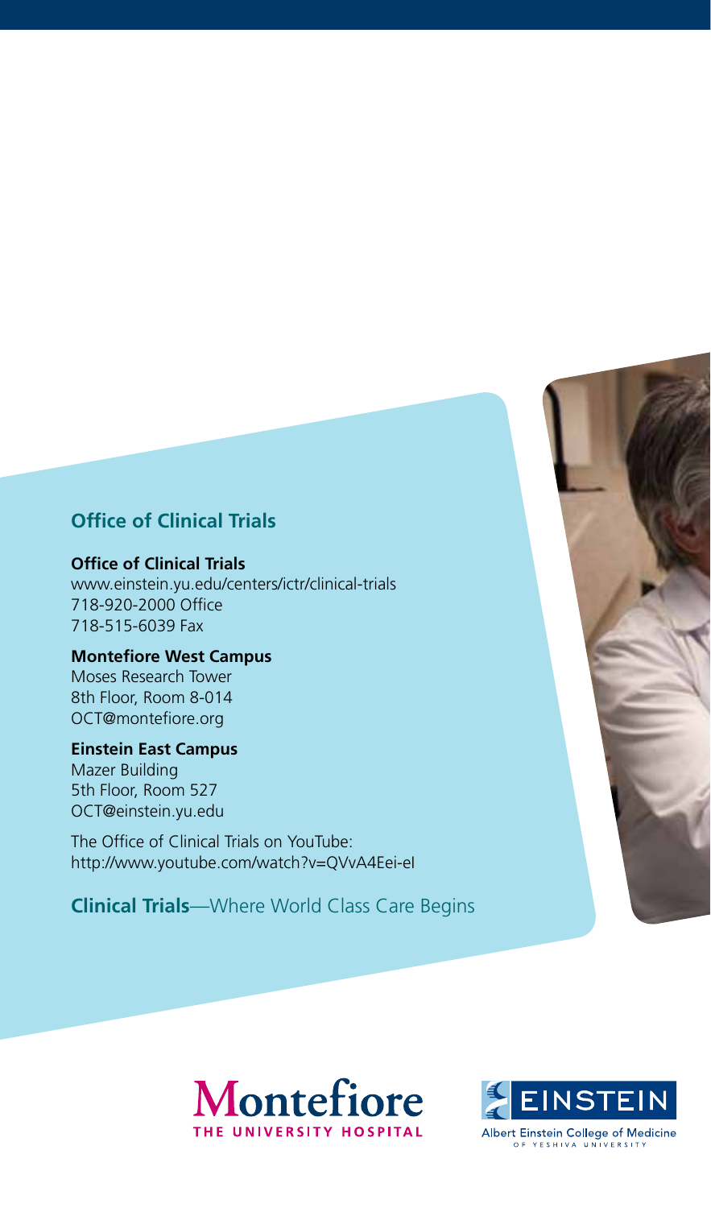## Office of Clinical Trials

**Office of Clinical Trials**
www.einstein.yu.edu/centers/ictr/clinical-trials
718-920-2000 Office
718-515-6039 Fax

**Montefiore West Campus**
Moses Research Tower
8th Floor, Room 8-014
OCT@montefiore.org

**Einstein East Campus**
Mazer Building
5th Floor, Room 527
OCT@einstein.yu.edu

The Office of Clinical Trials on YouTube:
http://www.youtube.com/watch?v=QVvA4Eei-eI

**Clinical Trials**—Where World Class Care Begins

Montefiore
THE UNIVERSITY HOSPITAL

EINSTEIN
Albert Einstein College of Medicine
OF YESHIVA UNIVERSITY